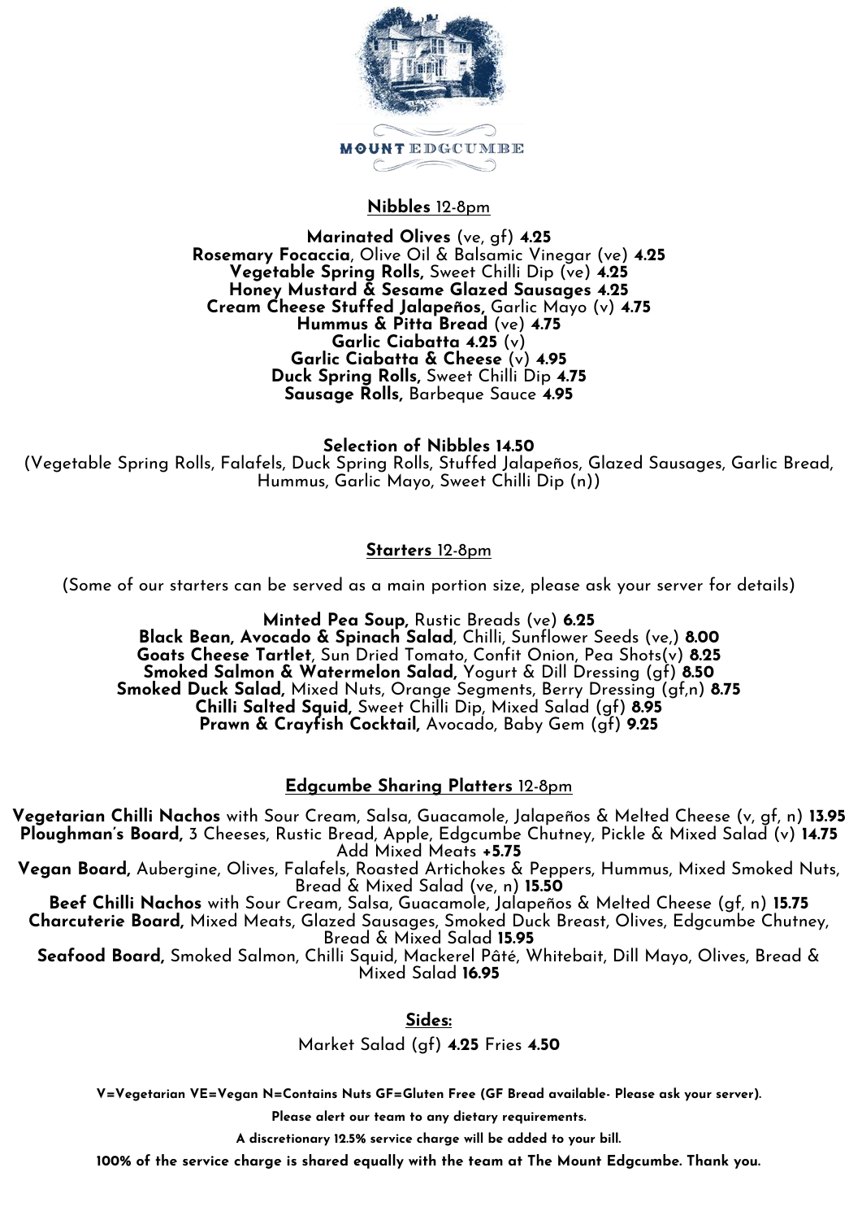MOUNT EDGCUMBE

## Nibbles 12-8pm

**Marinated Olives** (ve, gf) **4.25**
**Rosemary Focaccia**, Olive Oil & Balsamic Vinegar (ve) **4.25**
**Vegetable Spring Rolls,** Sweet Chilli Dip (ve) **4.25**
**Honey Mustard & Sesame Glazed Sausages 4.25**
**Cream Cheese Stuffed Jalapeños,** Garlic Mayo (v) **4.75**
**Hummus & Pitta Bread** (ve) **4.75**
**Garlic Ciabatta 4.25** (v)
**Garlic Ciabatta & Cheese** (v) **4.95**
**Duck Spring Rolls,** Sweet Chilli Dip **4.75**
**Sausage Rolls,** Barbeque Sauce **4.95**

**Selection of Nibbles 14.50**
(Vegetable Spring Rolls, Falafels, Duck Spring Rolls, Stuffed Jalapeños, Glazed Sausages, Garlic Bread, Hummus, Garlic Mayo, Sweet Chilli Dip (n))

## Starters 12-8pm

(Some of our starters can be served as a main portion size, please ask your server for details)

**Minted Pea Soup,** Rustic Breads (ve) **6.25**
**Black Bean, Avocado & Spinach Salad**, Chilli, Sunflower Seeds (ve,) **8.00**
**Goats Cheese Tartlet**, Sun Dried Tomato, Confit Onion, Pea Shots(v) **8.25**
**Smoked Salmon & Watermelon Salad,** Yogurt & Dill Dressing (gf) **8.50**
**Smoked Duck Salad,** Mixed Nuts, Orange Segments, Berry Dressing (gf,n) **8.75**
**Chilli Salted Squid,** Sweet Chilli Dip, Mixed Salad (gf) **8.95**
**Prawn & Crayfish Cocktail,** Avocado, Baby Gem (gf) **9.25**

## Edgcumbe Sharing Platters 12-8pm

**Vegetarian Chilli Nachos** with Sour Cream, Salsa, Guacamole, Jalapeños & Melted Cheese (v, gf, n) **13.95**
**Ploughman's Board,** 3 Cheeses, Rustic Bread, Apple, Edgcumbe Chutney, Pickle & Mixed Salad (v) **14.75**
Add Mixed Meats **+5.75**
**Vegan Board,** Aubergine, Olives, Falafels, Roasted Artichokes & Peppers, Hummus, Mixed Smoked Nuts, Bread & Mixed Salad (ve, n) **15.50**
**Beef Chilli Nachos** with Sour Cream, Salsa, Guacamole, Jalapeños & Melted Cheese (gf, n) **15.75**
**Charcuterie Board,** Mixed Meats, Glazed Sausages, Smoked Duck Breast, Olives, Edgcumbe Chutney, Bread & Mixed Salad **15.95**
**Seafood Board,** Smoked Salmon, Chilli Squid, Mackerel Pâté, Whitebait, Dill Mayo, Olives, Bread & Mixed Salad **16.95**

## Sides:

Market Salad (gf) **4.25** Fries **4.50**

**V=Vegetarian VE=Vegan N=Contains Nuts GF=Gluten Free (GF Bread available- Please ask your server).**

**Please alert our team to any dietary requirements.**

**A discretionary 12.5% service charge will be added to your bill.**

**100% of the service charge is shared equally with the team at The Mount Edgcumbe. Thank you.**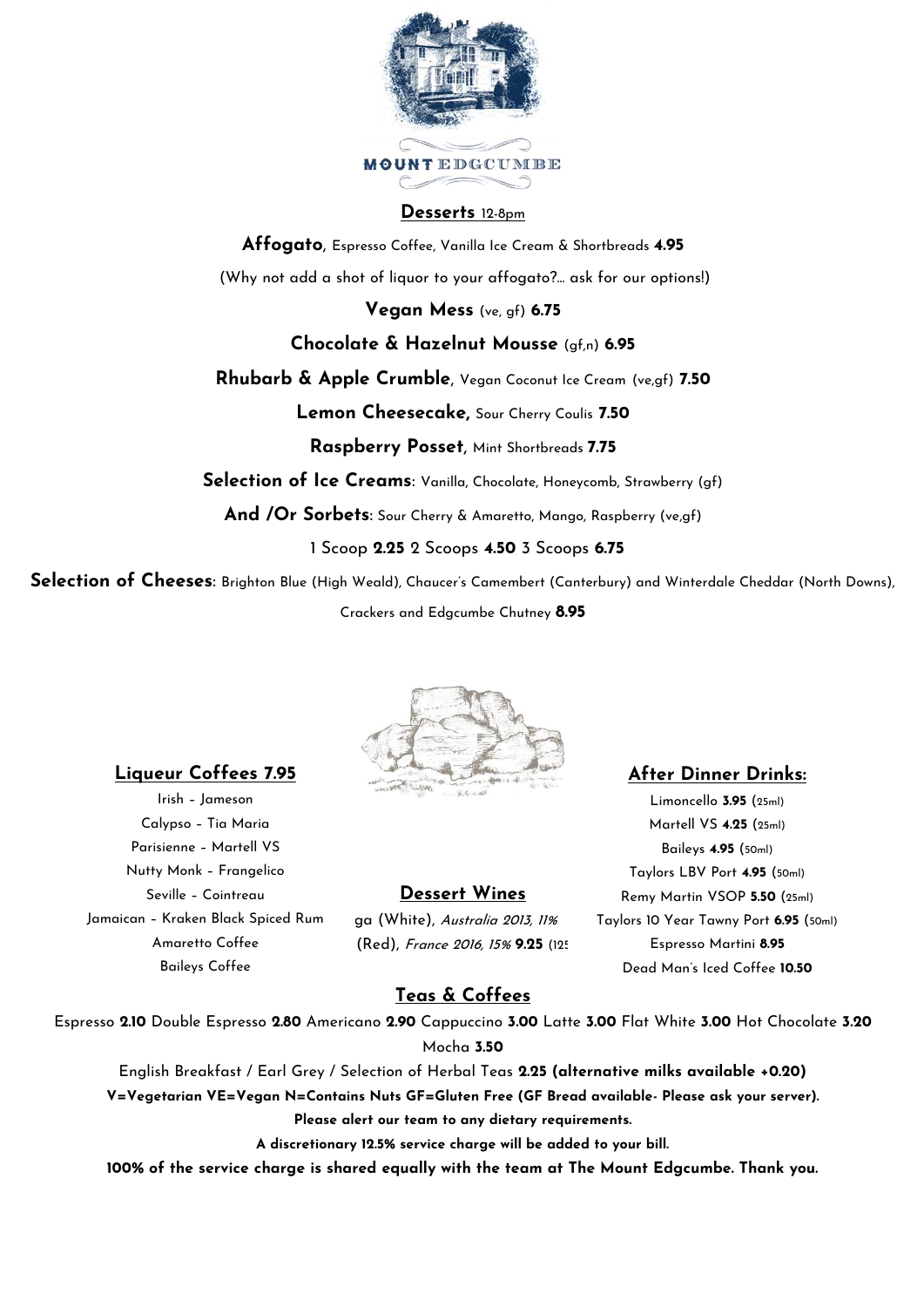MOUNT EDGCUMBE

## Desserts 12-8pm

**Affogato**, Espresso Coffee, Vanilla Ice Cream & Shortbreads **4.95**

(Why not add a shot of liquor to your affogato?... ask for our options!)

**Vegan Mess** (ve, gf) **6.75**

**Chocolate & Hazelnut Mousse** (gf,n) **6.95**

**Rhubarb & Apple Crumble**, Vegan Coconut Ice Cream (ve,gf) **7.50**

**Lemon Cheesecake,** Sour Cherry Coulis **7.50**

**Raspberry Posset**, Mint Shortbreads **7.75**

**Selection of Ice Creams**: Vanilla, Chocolate, Honeycomb, Strawberry (gf)

**And /Or Sorbets**: Sour Cherry & Amaretto, Mango, Raspberry (ve,gf)

1 Scoop **2.25** 2 Scoops **4.50** 3 Scoops **6.75**

**Selection of Cheeses**: Brighton Blue (High Weald), Chaucer's Camembert (Canterbury) and Winterdale Cheddar (North Downs), Crackers and Edgcumbe Chutney **8.95**

## Liqueur Coffees 7.95

Irish – Jameson
Calypso – Tia Maria
Parisienne – Martell VS
Nutty Monk – Frangelico
Seville – Cointreau
Jamaican – Kraken Black Spiced Rum
Amaretto Coffee
Baileys Coffee

## Dessert Wines

ga (White), *Australia 2013, 11%*
(Red), *France 2016, 15%* **9.25** (125

## After Dinner Drinks:

Limoncello **3.95** (25ml)
Martell VS **4.25** (25ml)
Baileys **4.95** (50ml)
Taylors LBV Port **4.95** (50ml)
Remy Martin VSOP **5.50** (25ml)
Taylors 10 Year Tawny Port **6.95** (50ml)
Espresso Martini **8.95**
Dead Man's Iced Coffee **10.50**

## Teas & Coffees

Espresso **2.10** Double Espresso **2.80** Americano **2.90** Cappuccino **3.00** Latte **3.00** Flat White **3.00** Hot Chocolate **3.20** Mocha **3.50**

English Breakfast / Earl Grey / Selection of Herbal Teas **2.25 (alternative milks available +0.20)**

**V=Vegetarian VE=Vegan N=Contains Nuts GF=Gluten Free (GF Bread available- Please ask your server).**

**Please alert our team to any dietary requirements.**

**A discretionary 12.5% service charge will be added to your bill.**

**100% of the service charge is shared equally with the team at The Mount Edgcumbe. Thank you.**